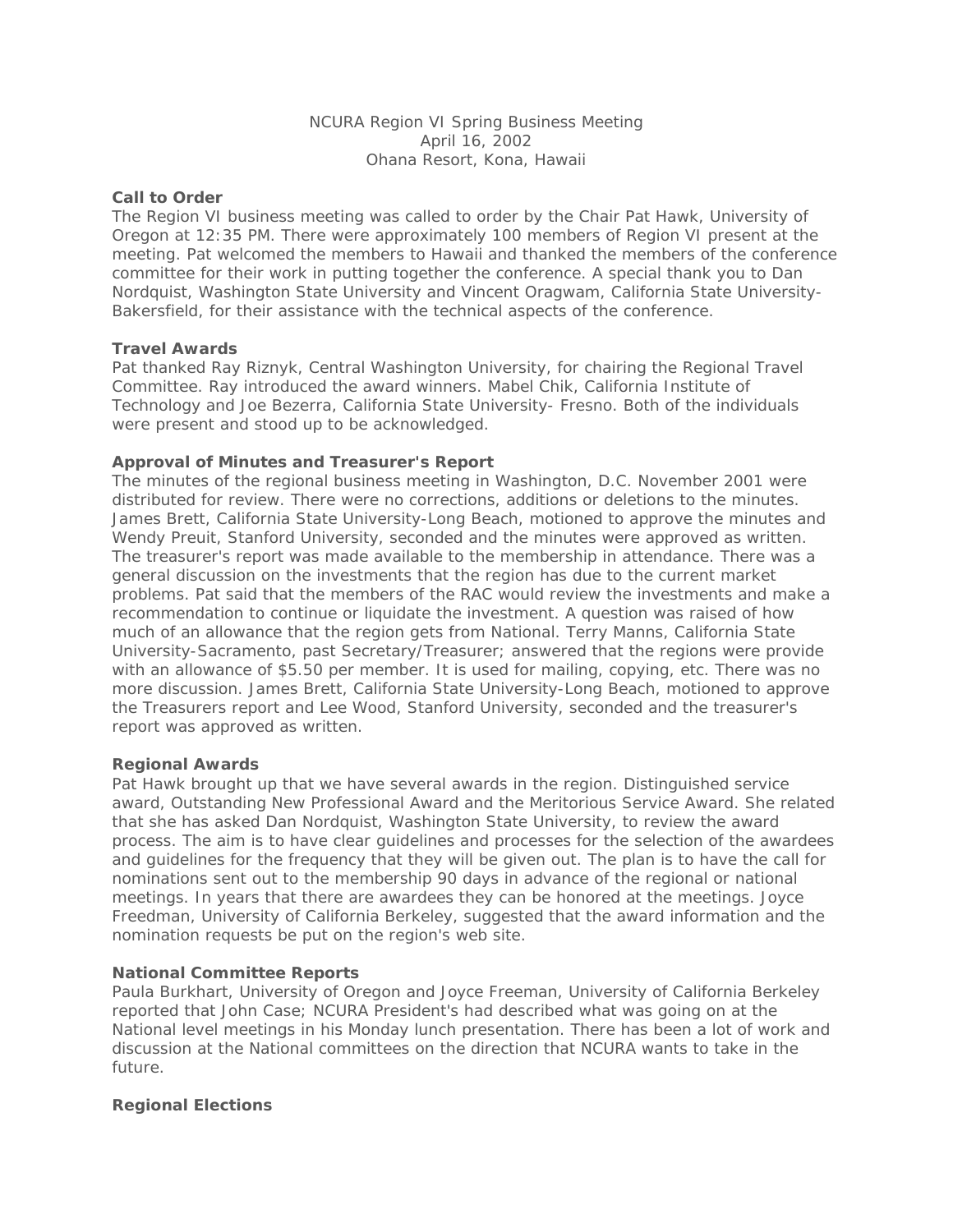NCURA Region VI Spring Business Meeting
April 16, 2002
Ohana Resort, Kona, Hawaii

**Call to Order**

The Region VI business meeting was called to order by the Chair Pat Hawk, University of Oregon at 12:35 PM. There were approximately 100 members of Region VI present at the meeting. Pat welcomed the members to Hawaii and thanked the members of the conference committee for their work in putting together the conference. A special thank you to Dan Nordquist, Washington State University and Vincent Oragwam, California State University-Bakersfield, for their assistance with the technical aspects of the conference.

**Travel Awards**

Pat thanked Ray Riznyk, Central Washington University, for chairing the Regional Travel Committee. Ray introduced the award winners. Mabel Chik, California Institute of Technology and Joe Bezerra, California State University- Fresno. Both of the individuals were present and stood up to be acknowledged.

**Approval of Minutes and Treasurer's Report**

The minutes of the regional business meeting in Washington, D.C. November 2001 were distributed for review. There were no corrections, additions or deletions to the minutes. James Brett, California State University-Long Beach, motioned to approve the minutes and Wendy Preuit, Stanford University, seconded and the minutes were approved as written. The treasurer's report was made available to the membership in attendance. There was a general discussion on the investments that the region has due to the current market problems. Pat said that the members of the RAC would review the investments and make a recommendation to continue or liquidate the investment. A question was raised of how much of an allowance that the region gets from National. Terry Manns, California State University-Sacramento, past Secretary/Treasurer; answered that the regions were provide with an allowance of $5.50 per member. It is used for mailing, copying, etc. There was no more discussion. James Brett, California State University-Long Beach, motioned to approve the Treasurers report and Lee Wood, Stanford University, seconded and the treasurer's report was approved as written.

**Regional Awards**

Pat Hawk brought up that we have several awards in the region. Distinguished service award, Outstanding New Professional Award and the Meritorious Service Award. She related that she has asked Dan Nordquist, Washington State University, to review the award process. The aim is to have clear guidelines and processes for the selection of the awardees and guidelines for the frequency that they will be given out. The plan is to have the call for nominations sent out to the membership 90 days in advance of the regional or national meetings. In years that there are awardees they can be honored at the meetings. Joyce Freedman, University of California Berkeley, suggested that the award information and the nomination requests be put on the region's web site.

**National Committee Reports**

Paula Burkhart, University of Oregon and Joyce Freeman, University of California Berkeley reported that John Case; NCURA President's had described what was going on at the National level meetings in his Monday lunch presentation. There has been a lot of work and discussion at the National committees on the direction that NCURA wants to take in the future.

**Regional Elections**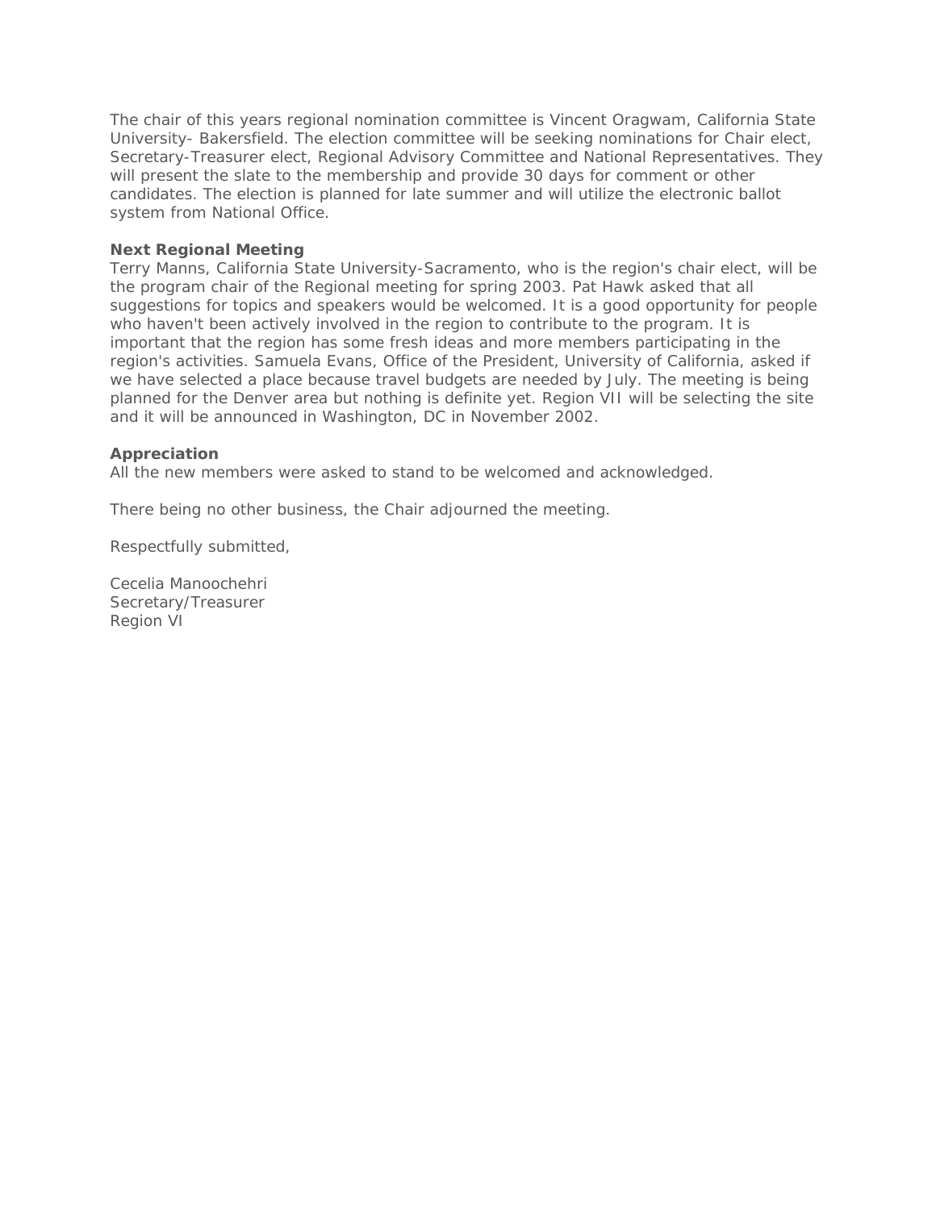The chair of this years regional nomination committee is Vincent Oragwam, California State University- Bakersfield. The election committee will be seeking nominations for Chair elect, Secretary-Treasurer elect, Regional Advisory Committee and National Representatives. They will present the slate to the membership and provide 30 days for comment or other candidates. The election is planned for late summer and will utilize the electronic ballot system from National Office.

**Next Regional Meeting**
Terry Manns, California State University-Sacramento, who is the region's chair elect, will be the program chair of the Regional meeting for spring 2003. Pat Hawk asked that all suggestions for topics and speakers would be welcomed. It is a good opportunity for people who haven't been actively involved in the region to contribute to the program. It is important that the region has some fresh ideas and more members participating in the region's activities. Samuela Evans, Office of the President, University of California, asked if we have selected a place because travel budgets are needed by July. The meeting is being planned for the Denver area but nothing is definite yet. Region VII will be selecting the site and it will be announced in Washington, DC in November 2002.

**Appreciation**
All the new members were asked to stand to be welcomed and acknowledged.

There being no other business, the Chair adjourned the meeting.

Respectfully submitted,

Cecelia Manoochehri
Secretary/Treasurer
Region VI